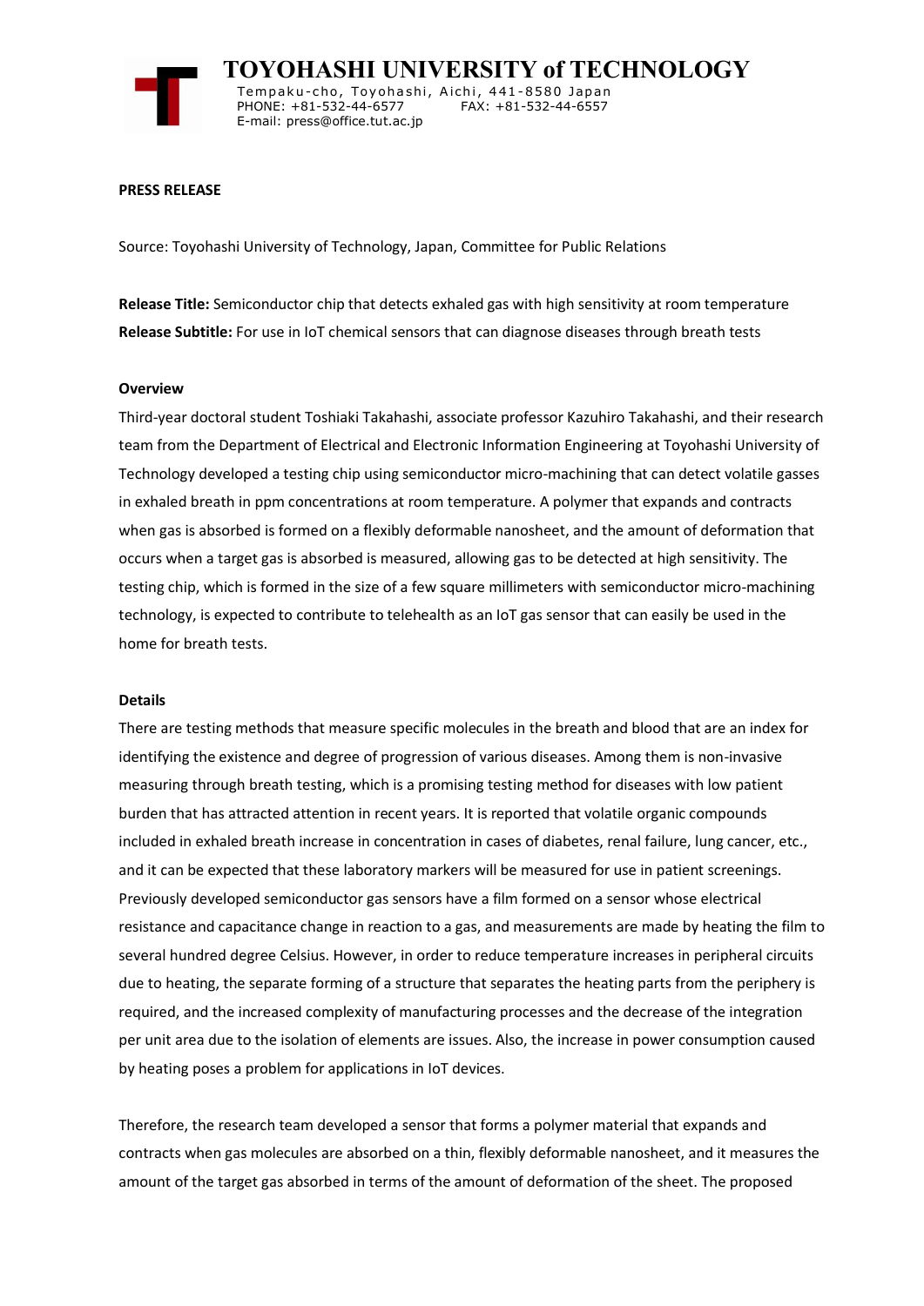# TOYOHASHI UNIVERSITY of TECHNOLOGY

Tempaku-cho, Toyohashi, Aichi, 441-8580 Japan
PHONE: +81-532-44-6577 FAX: +81-532-44-6557
E-mail: press@office.tut.ac.jp

**PRESS RELEASE**

Source: Toyohashi University of Technology, Japan, Committee for Public Relations

**Release Title:** Semiconductor chip that detects exhaled gas with high sensitivity at room temperature
**Release Subtitle:** For use in IoT chemical sensors that can diagnose diseases through breath tests

**Overview**

Third-year doctoral student Toshiaki Takahashi, associate professor Kazuhiro Takahashi, and their research team from the Department of Electrical and Electronic Information Engineering at Toyohashi University of Technology developed a testing chip using semiconductor micro-machining that can detect volatile gasses in exhaled breath in ppm concentrations at room temperature. A polymer that expands and contracts when gas is absorbed is formed on a flexibly deformable nanosheet, and the amount of deformation that occurs when a target gas is absorbed is measured, allowing gas to be detected at high sensitivity. The testing chip, which is formed in the size of a few square millimeters with semiconductor micro-machining technology, is expected to contribute to telehealth as an IoT gas sensor that can easily be used in the home for breath tests.

**Details**

There are testing methods that measure specific molecules in the breath and blood that are an index for identifying the existence and degree of progression of various diseases. Among them is non-invasive measuring through breath testing, which is a promising testing method for diseases with low patient burden that has attracted attention in recent years. It is reported that volatile organic compounds included in exhaled breath increase in concentration in cases of diabetes, renal failure, lung cancer, etc., and it can be expected that these laboratory markers will be measured for use in patient screenings. Previously developed semiconductor gas sensors have a film formed on a sensor whose electrical resistance and capacitance change in reaction to a gas, and measurements are made by heating the film to several hundred degree Celsius. However, in order to reduce temperature increases in peripheral circuits due to heating, the separate forming of a structure that separates the heating parts from the periphery is required, and the increased complexity of manufacturing processes and the decrease of the integration per unit area due to the isolation of elements are issues. Also, the increase in power consumption caused by heating poses a problem for applications in IoT devices.

Therefore, the research team developed a sensor that forms a polymer material that expands and contracts when gas molecules are absorbed on a thin, flexibly deformable nanosheet, and it measures the amount of the target gas absorbed in terms of the amount of deformation of the sheet. The proposed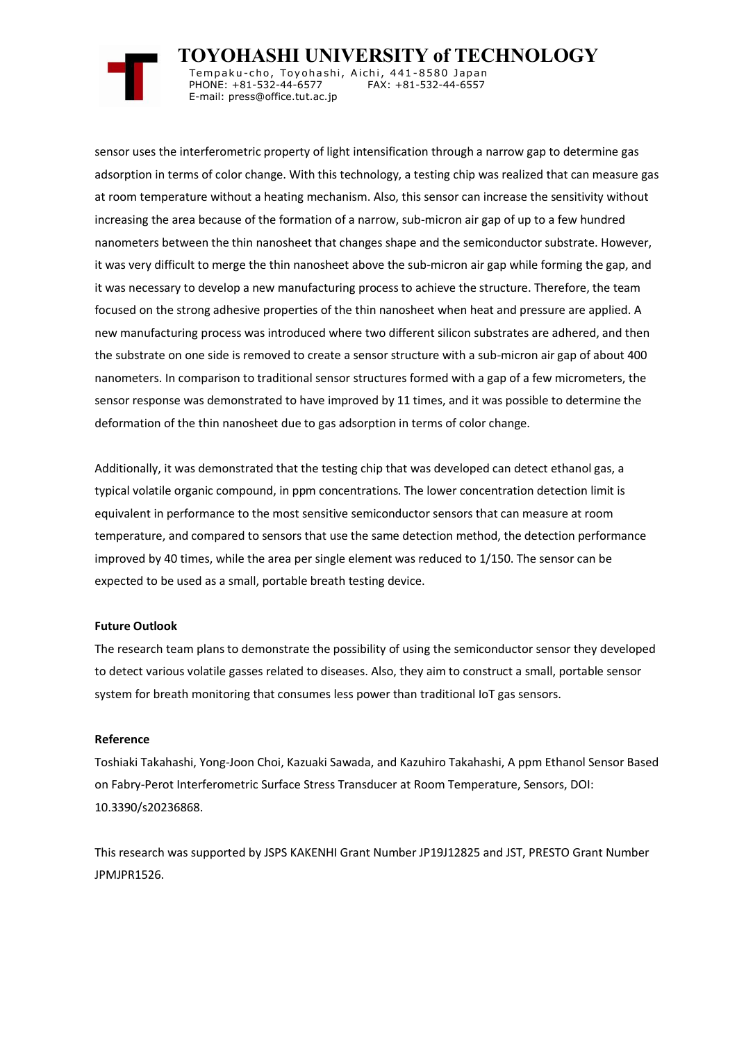sensor uses the interferometric property of light intensification through a narrow gap to determine gas adsorption in terms of color change. With this technology, a testing chip was realized that can measure gas at room temperature without a heating mechanism. Also, this sensor can increase the sensitivity without increasing the area because of the formation of a narrow, sub-micron air gap of up to a few hundred nanometers between the thin nanosheet that changes shape and the semiconductor substrate. However, it was very difficult to merge the thin nanosheet above the sub-micron air gap while forming the gap, and it was necessary to develop a new manufacturing process to achieve the structure. Therefore, the team focused on the strong adhesive properties of the thin nanosheet when heat and pressure are applied. A new manufacturing process was introduced where two different silicon substrates are adhered, and then the substrate on one side is removed to create a sensor structure with a sub-micron air gap of about 400 nanometers. In comparison to traditional sensor structures formed with a gap of a few micrometers, the sensor response was demonstrated to have improved by 11 times, and it was possible to determine the deformation of the thin nanosheet due to gas adsorption in terms of color change.

Additionally, it was demonstrated that the testing chip that was developed can detect ethanol gas, a typical volatile organic compound, in ppm concentrations. The lower concentration detection limit is equivalent in performance to the most sensitive semiconductor sensors that can measure at room temperature, and compared to sensors that use the same detection method, the detection performance improved by 40 times, while the area per single element was reduced to 1/150. The sensor can be expected to be used as a small, portable breath testing device.

**Future Outlook**

The research team plans to demonstrate the possibility of using the semiconductor sensor they developed to detect various volatile gasses related to diseases. Also, they aim to construct a small, portable sensor system for breath monitoring that consumes less power than traditional IoT gas sensors.

**Reference**

Toshiaki Takahashi, Yong-Joon Choi, Kazuaki Sawada, and Kazuhiro Takahashi, A ppm Ethanol Sensor Based on Fabry-Perot Interferometric Surface Stress Transducer at Room Temperature, Sensors, DOI: 10.3390/s20236868.

This research was supported by JSPS KAKENHI Grant Number JP19J12825 and JST, PRESTO Grant Number JPMJPR1526.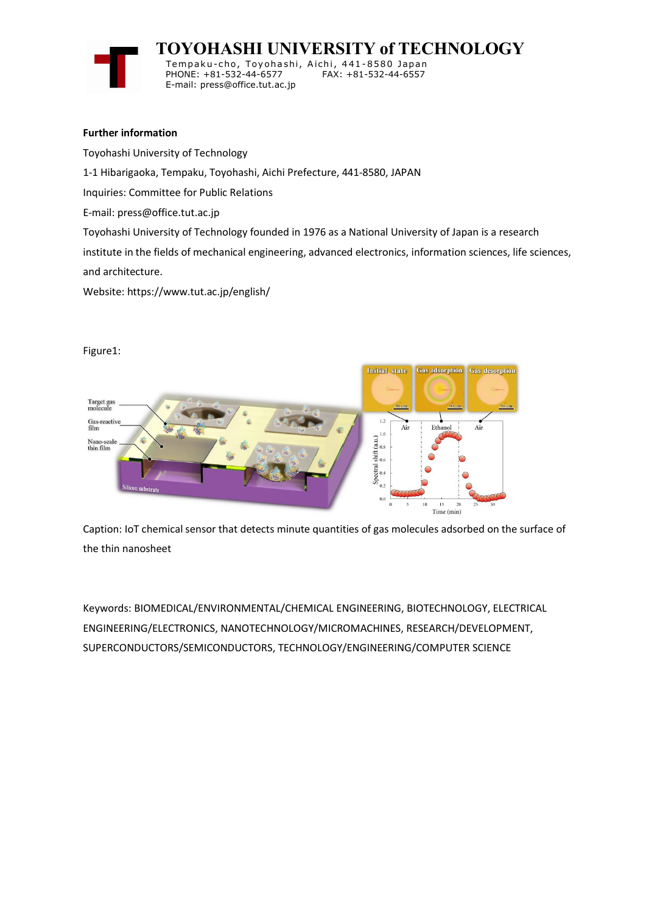**Further information**

Toyohashi University of Technology

1-1 Hibarigaoka, Tempaku, Toyohashi, Aichi Prefecture, 441-8580, JAPAN

Inquiries: Committee for Public Relations

E-mail: press@office.tut.ac.jp

Toyohashi University of Technology founded in 1976 as a National University of Japan is a research institute in the fields of mechanical engineering, advanced electronics, information sciences, life sciences, and architecture.

Website: https://www.tut.ac.jp/english/

Figure1:

Target gas molecule

Gas-reactive film

Nano-scale thin film

Silicon substrate

Initial state

Gas adsorption

Gas desorption

Air

Ethanol

Air

Spectral shift (a.u.)

1.2

1.0

0.8

0.6

0.4

0.2

0.0

0 5 10 15 20 25 30

Time (min)

Caption: IoT chemical sensor that detects minute quantities of gas molecules adsorbed on the surface of the thin nanosheet

Keywords: BIOMEDICAL/ENVIRONMENTAL/CHEMICAL ENGINEERING, BIOTECHNOLOGY, ELECTRICAL ENGINEERING/ELECTRONICS, NANOTECHNOLOGY/MICROMACHINES, RESEARCH/DEVELOPMENT, SUPERCONDUCTORS/SEMICONDUCTORS, TECHNOLOGY/ENGINEERING/COMPUTER SCIENCE